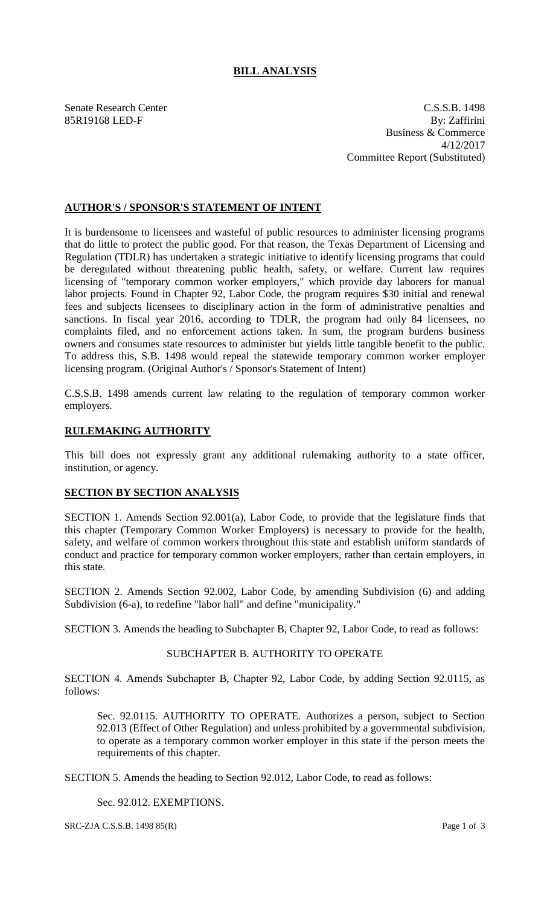# BILL ANALYSIS

Senate Research Center
85R19168 LED-F

C.S.S.B. 1498
By: Zaffirini
Business & Commerce
4/12/2017
Committee Report (Substituted)

## AUTHOR'S / SPONSOR'S STATEMENT OF INTENT

It is burdensome to licensees and wasteful of public resources to administer licensing programs that do little to protect the public good. For that reason, the Texas Department of Licensing and Regulation (TDLR) has undertaken a strategic initiative to identify licensing programs that could be deregulated without threatening public health, safety, or welfare. Current law requires licensing of "temporary common worker employers," which provide day laborers for manual labor projects. Found in Chapter 92, Labor Code, the program requires $30 initial and renewal fees and subjects licensees to disciplinary action in the form of administrative penalties and sanctions. In fiscal year 2016, according to TDLR, the program had only 84 licensees, no complaints filed, and no enforcement actions taken. In sum, the program burdens business owners and consumes state resources to administer but yields little tangible benefit to the public. To address this, S.B. 1498 would repeal the statewide temporary common worker employer licensing program. (Original Author's / Sponsor's Statement of Intent)

C.S.S.B. 1498 amends current law relating to the regulation of temporary common worker employers.

## RULEMAKING AUTHORITY

This bill does not expressly grant any additional rulemaking authority to a state officer, institution, or agency.

## SECTION BY SECTION ANALYSIS

SECTION 1. Amends Section 92.001(a), Labor Code, to provide that the legislature finds that this chapter (Temporary Common Worker Employers) is necessary to provide for the health, safety, and welfare of common workers throughout this state and establish uniform standards of conduct and practice for temporary common worker employers, rather than certain employers, in this state.

SECTION 2. Amends Section 92.002, Labor Code, by amending Subdivision (6) and adding Subdivision (6-a), to redefine "labor hall" and define "municipality."

SECTION 3. Amends the heading to Subchapter B, Chapter 92, Labor Code, to read as follows:

SUBCHAPTER B. AUTHORITY TO OPERATE

SECTION 4. Amends Subchapter B, Chapter 92, Labor Code, by adding Section 92.0115, as follows:

> Sec. 92.0115. AUTHORITY TO OPERATE. Authorizes a person, subject to Section 92.013 (Effect of Other Regulation) and unless prohibited by a governmental subdivision, to operate as a temporary common worker employer in this state if the person meets the requirements of this chapter.

SECTION 5. Amends the heading to Section 92.012, Labor Code, to read as follows:

> Sec. 92.012. EXEMPTIONS.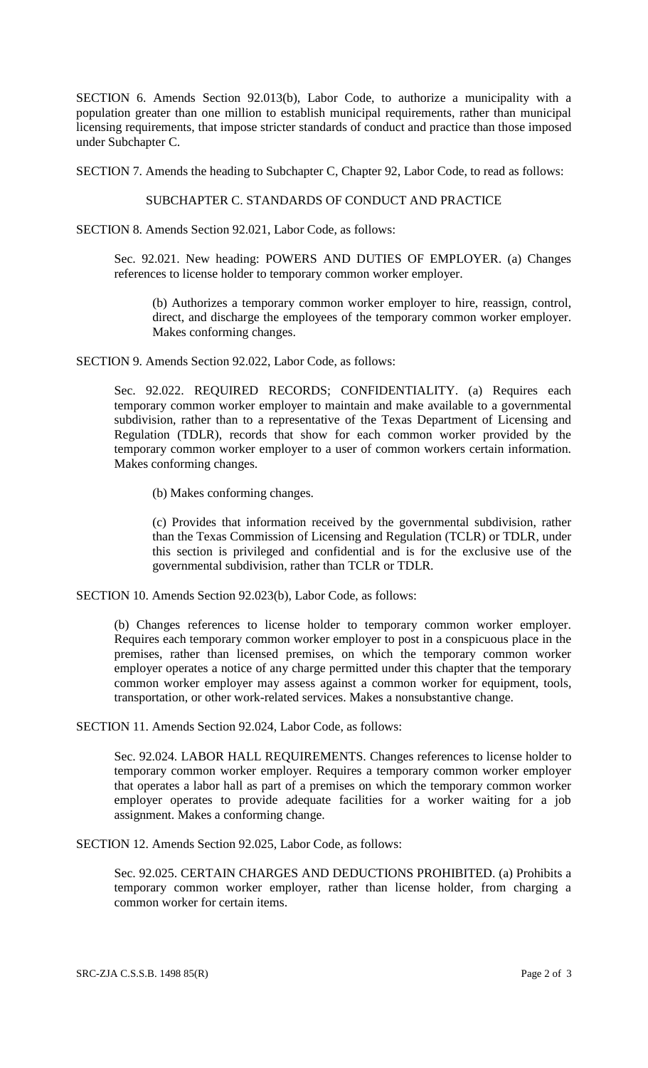SECTION 6. Amends Section 92.013(b), Labor Code, to authorize a municipality with a population greater than one million to establish municipal requirements, rather than municipal licensing requirements, that impose stricter standards of conduct and practice than those imposed under Subchapter C.

SECTION 7. Amends the heading to Subchapter C, Chapter 92, Labor Code, to read as follows:

SUBCHAPTER C. STANDARDS OF CONDUCT AND PRACTICE

SECTION 8. Amends Section 92.021, Labor Code, as follows:

> Sec. 92.021. New heading: POWERS AND DUTIES OF EMPLOYER. (a) Changes references to license holder to temporary common worker employer.
>
> > (b) Authorizes a temporary common worker employer to hire, reassign, control, direct, and discharge the employees of the temporary common worker employer. Makes conforming changes.

SECTION 9. Amends Section 92.022, Labor Code, as follows:

> Sec. 92.022. REQUIRED RECORDS; CONFIDENTIALITY. (a) Requires each temporary common worker employer to maintain and make available to a governmental subdivision, rather than to a representative of the Texas Department of Licensing and Regulation (TDLR), records that show for each common worker provided by the temporary common worker employer to a user of common workers certain information. Makes conforming changes.
>
> > (b) Makes conforming changes.
> >
> > (c) Provides that information received by the governmental subdivision, rather than the Texas Commission of Licensing and Regulation (TCLR) or TDLR, under this section is privileged and confidential and is for the exclusive use of the governmental subdivision, rather than TCLR or TDLR.

SECTION 10. Amends Section 92.023(b), Labor Code, as follows:

> (b) Changes references to license holder to temporary common worker employer. Requires each temporary common worker employer to post in a conspicuous place in the premises, rather than licensed premises, on which the temporary common worker employer operates a notice of any charge permitted under this chapter that the temporary common worker employer may assess against a common worker for equipment, tools, transportation, or other work-related services. Makes a nonsubstantive change.

SECTION 11. Amends Section 92.024, Labor Code, as follows:

> Sec. 92.024. LABOR HALL REQUIREMENTS. Changes references to license holder to temporary common worker employer. Requires a temporary common worker employer that operates a labor hall as part of a premises on which the temporary common worker employer operates to provide adequate facilities for a worker waiting for a job assignment. Makes a conforming change.

SECTION 12. Amends Section 92.025, Labor Code, as follows:

> Sec. 92.025. CERTAIN CHARGES AND DEDUCTIONS PROHIBITED. (a) Prohibits a temporary common worker employer, rather than license holder, from charging a common worker for certain items.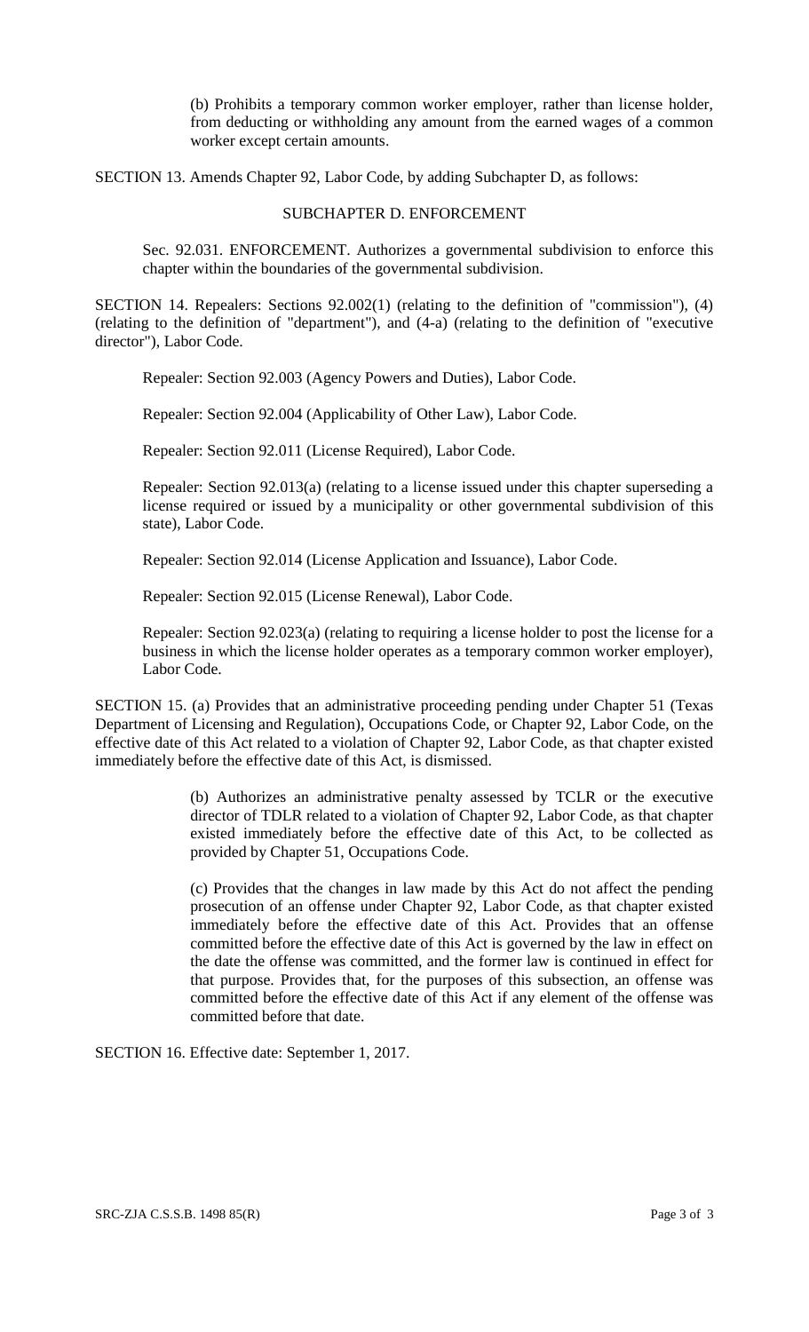(b) Prohibits a temporary common worker employer, rather than license holder, from deducting or withholding any amount from the earned wages of a common worker except certain amounts.

SECTION 13. Amends Chapter 92, Labor Code, by adding Subchapter D, as follows:

SUBCHAPTER D. ENFORCEMENT

Sec. 92.031. ENFORCEMENT. Authorizes a governmental subdivision to enforce this chapter within the boundaries of the governmental subdivision.

SECTION 14. Repealers: Sections 92.002(1) (relating to the definition of "commission"), (4) (relating to the definition of "department"), and (4-a) (relating to the definition of "executive director"), Labor Code.

Repealer: Section 92.003 (Agency Powers and Duties), Labor Code.

Repealer: Section 92.004 (Applicability of Other Law), Labor Code.

Repealer: Section 92.011 (License Required), Labor Code.

Repealer: Section 92.013(a) (relating to a license issued under this chapter superseding a license required or issued by a municipality or other governmental subdivision of this state), Labor Code.

Repealer: Section 92.014 (License Application and Issuance), Labor Code.

Repealer: Section 92.015 (License Renewal), Labor Code.

Repealer: Section 92.023(a) (relating to requiring a license holder to post the license for a business in which the license holder operates as a temporary common worker employer), Labor Code.

SECTION 15. (a) Provides that an administrative proceeding pending under Chapter 51 (Texas Department of Licensing and Regulation), Occupations Code, or Chapter 92, Labor Code, on the effective date of this Act related to a violation of Chapter 92, Labor Code, as that chapter existed immediately before the effective date of this Act, is dismissed.

(b) Authorizes an administrative penalty assessed by TCLR or the executive director of TDLR related to a violation of Chapter 92, Labor Code, as that chapter existed immediately before the effective date of this Act, to be collected as provided by Chapter 51, Occupations Code.

(c) Provides that the changes in law made by this Act do not affect the pending prosecution of an offense under Chapter 92, Labor Code, as that chapter existed immediately before the effective date of this Act. Provides that an offense committed before the effective date of this Act is governed by the law in effect on the date the offense was committed, and the former law is continued in effect for that purpose. Provides that, for the purposes of this subsection, an offense was committed before the effective date of this Act if any element of the offense was committed before that date.

SECTION 16. Effective date: September 1, 2017.